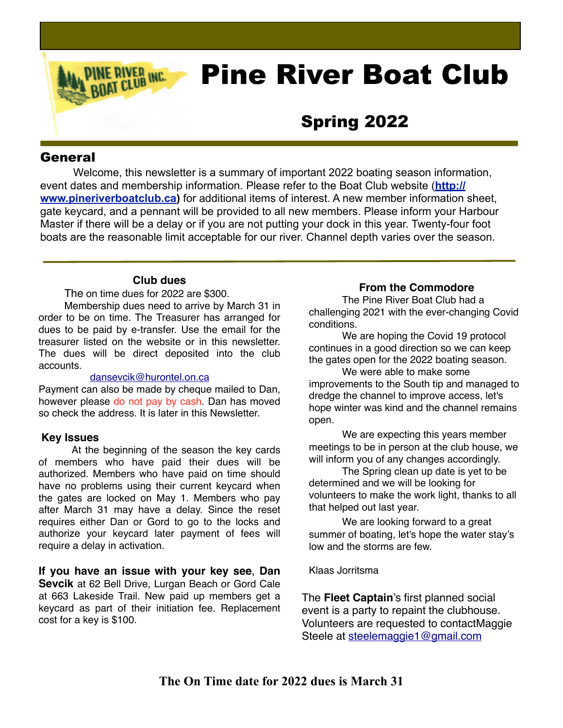# Pine River Boat Club

## Spring 2022

## General

Welcome, this newsletter is a summary of important 2022 boating season information, event dates and membership information. Please refer to the Boat Club website (**http://www.pineriverboatclub.ca)** for additional items of interest. A new member information sheet, gate keycard, and a pennant will be provided to all new members. Please inform your Harbour Master if there will be a delay or if you are not putting your dock in this year. Twenty-four foot boats are the reasonable limit acceptable for our river. Channel depth varies over the season.

### Club dues

The on time dues for 2022 are $300.

Membership dues need to arrive by March 31 in order to be on time. The Treasurer has arranged for dues to be paid by e-transfer. Use the email for the treasurer listed on the website or in this newsletter. The dues will be direct deposited into the club accounts.

dansevcik@hurontel.on.ca

Payment can also be made by cheque mailed to Dan, however please do not pay by cash. Dan has moved so check the address. It is later in this Newsletter.

### Key Issues

At the beginning of the season the key cards of members who have paid their dues will be authorized. Members who have paid on time should have no problems using their current keycard when the gates are locked on May 1. Members who pay after March 31 may have a delay. Since the reset requires either Dan or Gord to go to the locks and authorize your keycard later payment of fees will require a delay in activation.

**If you have an issue with your key see**, **Dan Sevcik** at 62 Bell Drive, Lurgan Beach or Gord Cale at 663 Lakeside Trail. New paid up members get a keycard as part of their initiation fee. Replacement cost for a key is $100.

### From the Commodore

The Pine River Boat Club had a challenging 2021 with the ever-changing Covid conditions.

We are hoping the Covid 19 protocol continues in a good direction so we can keep the gates open for the 2022 boating season.

We were able to make some improvements to the South tip and managed to dredge the channel to improve access, let's hope winter was kind and the channel remains open.

We are expecting this years member meetings to be in person at the club house, we will inform you of any changes accordingly.

The Spring clean up date is yet to be determined and we will be looking for volunteers to make the work light, thanks to all that helped out last year.

We are looking forward to a great summer of boating, let's hope the water stay's low and the storms are few.

Klaas Jorritsma

The **Fleet Captain**'s first planned social event is a party to repaint the clubhouse. Volunteers are requested to contactMaggie Steele at steelemaggie1@gmail.com

**The On Time date for 2022 dues is March 31**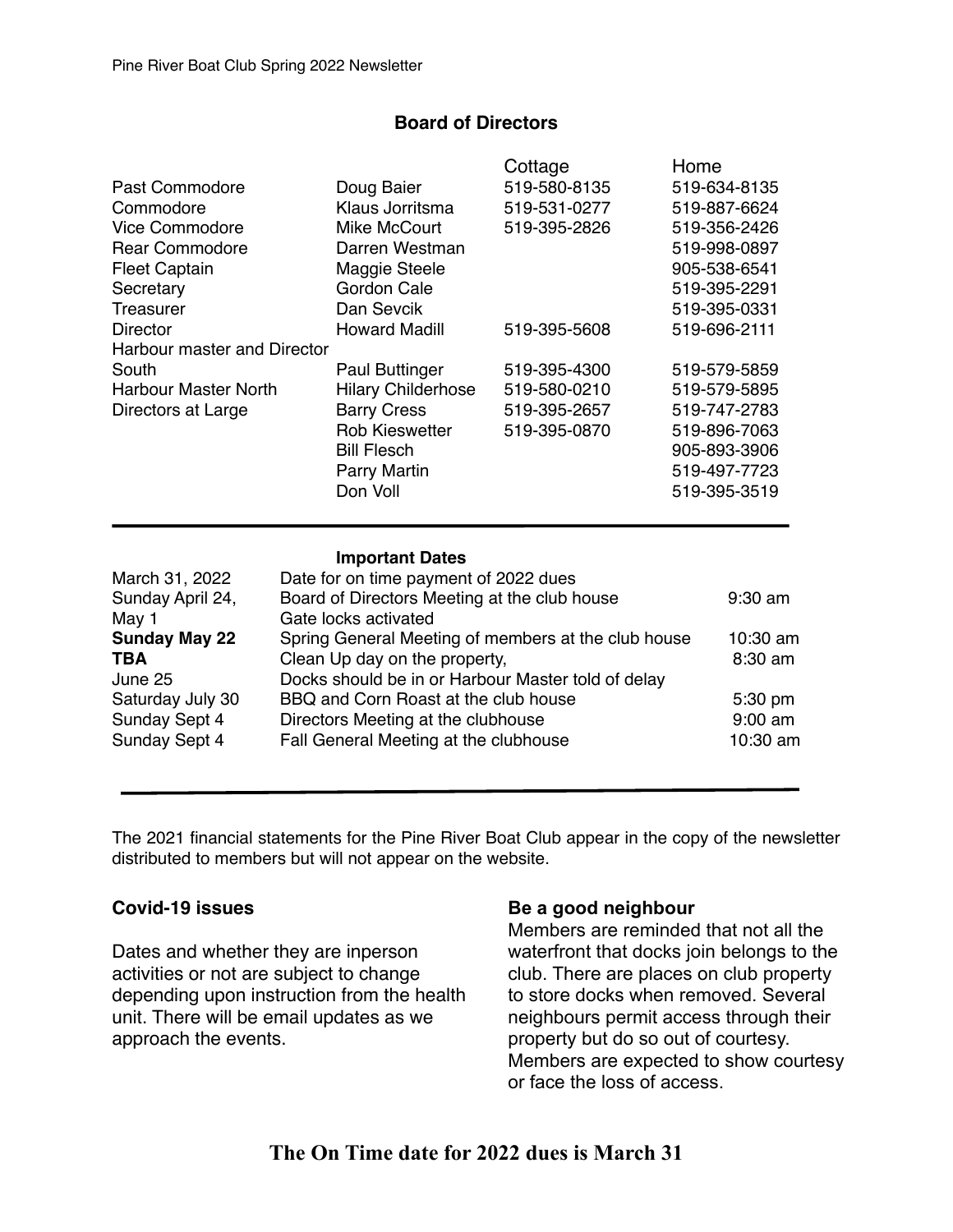## Board of Directors

| | | Cottage | Home |
|---|---|---|---|
| Past Commodore | Doug Baier | 519-580-8135 | 519-634-8135 |
| Commodore | Klaus Jorritsma | 519-531-0277 | 519-887-6624 |
| Vice Commodore | Mike McCourt | 519-395-2826 | 519-356-2426 |
| Rear Commodore | Darren Westman | | 519-998-0897 |
| Fleet Captain | Maggie Steele | | 905-538-6541 |
| Secretary | Gordon Cale | | 519-395-2291 |
| Treasurer | Dan Sevcik | | 519-395-0331 |
| Director | Howard Madill | 519-395-5608 | 519-696-2111 |
| Harbour master and Director South | Paul Buttinger | 519-395-4300 | 519-579-5859 |
| Harbour Master North | Hilary Childerhose | 519-580-0210 | 519-579-5895 |
| Directors at Large | Barry Cress | 519-395-2657 | 519-747-2783 |
| | Rob Kieswetter | 519-395-0870 | 519-896-7063 |
| | Bill Flesch | | 905-893-3906 |
| | Parry Martin | | 519-497-7723 |
| | Don Voll | | 519-395-3519 |

## Important Dates

| | | |
|---|---|---|
| March 31, 2022 | Date for on time payment of 2022 dues | |
| Sunday April 24, | Board of Directors Meeting at the club house | 9:30 am |
| May 1 | Gate locks activated | |
| **Sunday May 22** | Spring General Meeting of members at the club house | 10:30 am |
| **TBA** | Clean Up day on the property, | 8:30 am |
| June 25 | Docks should be in or Harbour Master told of delay | |
| Saturday July 30 | BBQ and Corn Roast at the club house | 5:30 pm |
| Sunday Sept 4 | Directors Meeting at the clubhouse | 9:00 am |
| Sunday Sept 4 | Fall General Meeting at the clubhouse | 10:30 am |

The 2021 financial statements for the Pine River Boat Club appear in the copy of the newsletter distributed to members but will not appear on the website.

**Covid-19 issues**

Dates and whether they are inperson activities or not are subject to change depending upon instruction from the health unit. There will be email updates as we approach the events.

**Be a good neighbour**

Members are reminded that not all the waterfront that docks join belongs to the club. There are places on club property to store docks when removed. Several neighbours permit access through their property but do so out of courtesy. Members are expected to show courtesy or face the loss of access.

**The On Time date for 2022 dues is March 31**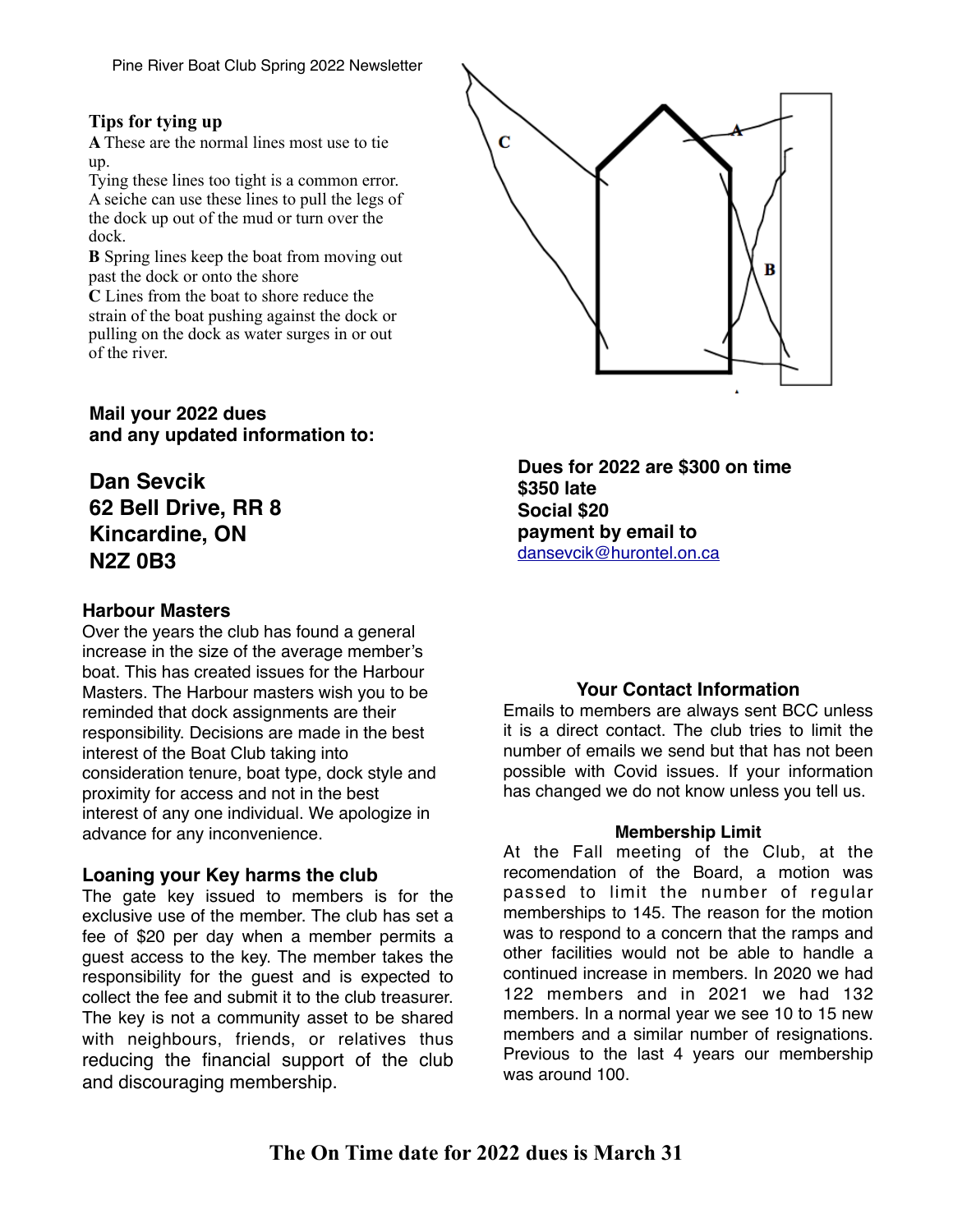### Tips for tying up

**A** These are the normal lines most use to tie up.
Tying these lines too tight is a common error. A seiche can use these lines to pull the legs of the dock up out of the mud or turn over the dock.
**B** Spring lines keep the boat from moving out past the dock or onto the shore
**C** Lines from the boat to shore reduce the strain of the boat pushing against the dock or pulling on the dock as water surges in or out of the river.

C

A

B

**Mail your 2022 dues and any updated information to:**

**Dan Sevcik**
**62 Bell Drive, RR 8**
**Kincardine, ON**
**N2Z 0B3**

**Dues for 2022 are $300 on time**
**$350 late**
**Social $20**
**payment by email to**
dansevcik@hurontel.on.ca

### Harbour Masters

Over the years the club has found a general increase in the size of the average member's boat. This has created issues for the Harbour Masters. The Harbour masters wish you to be reminded that dock assignments are their responsibility. Decisions are made in the best interest of the Boat Club taking into consideration tenure, boat type, dock style and proximity for access and not in the best interest of any one individual. We apologize in advance for any inconvenience.

### Loaning your Key harms the club

The gate key issued to members is for the exclusive use of the member. The club has set a fee of $20 per day when a member permits a guest access to the key. The member takes the responsibility for the guest and is expected to collect the fee and submit it to the club treasurer. The key is not a community asset to be shared with neighbours, friends, or relatives thus reducing the financial support of the club and discouraging membership.

### Your Contact Information

Emails to members are always sent BCC unless it is a direct contact. The club tries to limit the number of emails we send but that has not been possible with Covid issues. If your information has changed we do not know unless you tell us.

#### Membership Limit

At the Fall meeting of the Club, at the recomendation of the Board, a motion was passed to limit the number of regular memberships to 145. The reason for the motion was to respond to a concern that the ramps and other facilities would not be able to handle a continued increase in members. In 2020 we had 122 members and in 2021 we had 132 members. In a normal year we see 10 to 15 new members and a similar number of resignations. Previous to the last 4 years our membership was around 100.

**The On Time date for 2022 dues is March 31**